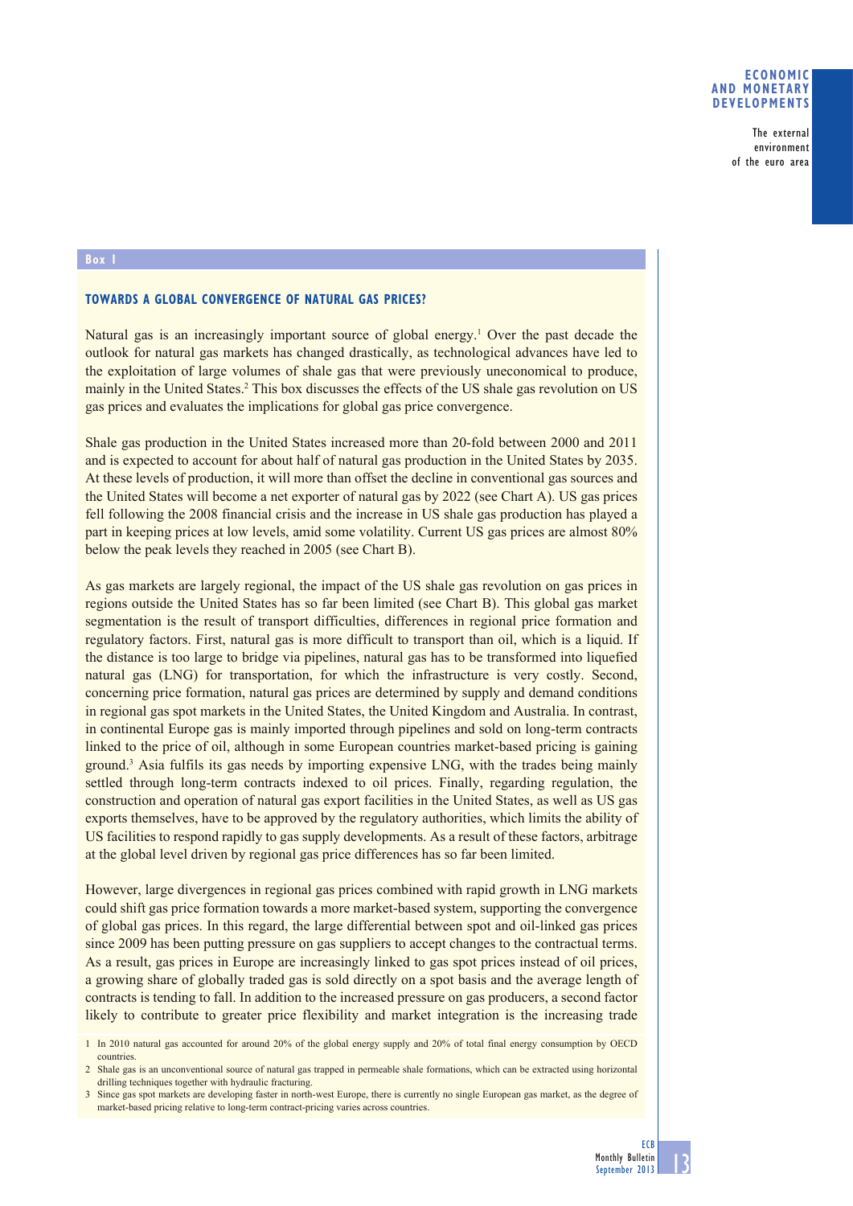**Box 1**

## TOWARDS A GLOBAL CONVERGENCE OF NATURAL GAS PRICES?

Natural gas is an increasingly important source of global energy.[1] Over the past decade the outlook for natural gas markets has changed drastically, as technological advances have led to the exploitation of large volumes of shale gas that were previously uneconomical to produce, mainly in the United States.[2] This box discusses the effects of the US shale gas revolution on US gas prices and evaluates the implications for global gas price convergence.

Shale gas production in the United States increased more than 20-fold between 2000 and 2011 and is expected to account for about half of natural gas production in the United States by 2035. At these levels of production, it will more than offset the decline in conventional gas sources and the United States will become a net exporter of natural gas by 2022 (see Chart A). US gas prices fell following the 2008 financial crisis and the increase in US shale gas production has played a part in keeping prices at low levels, amid some volatility. Current US gas prices are almost 80% below the peak levels they reached in 2005 (see Chart B).

As gas markets are largely regional, the impact of the US shale gas revolution on gas prices in regions outside the United States has so far been limited (see Chart B). This global gas market segmentation is the result of transport difficulties, differences in regional price formation and regulatory factors. First, natural gas is more difficult to transport than oil, which is a liquid. If the distance is too large to bridge via pipelines, natural gas has to be transformed into liquefied natural gas (LNG) for transportation, for which the infrastructure is very costly. Second, concerning price formation, natural gas prices are determined by supply and demand conditions in regional gas spot markets in the United States, the United Kingdom and Australia. In contrast, in continental Europe gas is mainly imported through pipelines and sold on long-term contracts linked to the price of oil, although in some European countries market-based pricing is gaining ground.[3] Asia fulfils its gas needs by importing expensive LNG, with the trades being mainly settled through long-term contracts indexed to oil prices. Finally, regarding regulation, the construction and operation of natural gas export facilities in the United States, as well as US gas exports themselves, have to be approved by the regulatory authorities, which limits the ability of US facilities to respond rapidly to gas supply developments. As a result of these factors, arbitrage at the global level driven by regional gas price differences has so far been limited.

However, large divergences in regional gas prices combined with rapid growth in LNG markets could shift gas price formation towards a more market-based system, supporting the convergence of global gas prices. In this regard, the large differential between spot and oil-linked gas prices since 2009 has been putting pressure on gas suppliers to accept changes to the contractual terms. As a result, gas prices in Europe are increasingly linked to gas spot prices instead of oil prices, a growing share of globally traded gas is sold directly on a spot basis and the average length of contracts is tending to fall. In addition to the increased pressure on gas producers, a second factor likely to contribute to greater price flexibility and market integration is the increasing trade

1 In 2010 natural gas accounted for around 20% of the global energy supply and 20% of total final energy consumption by OECD countries.

2 Shale gas is an unconventional source of natural gas trapped in permeable shale formations, which can be extracted using horizontal drilling techniques together with hydraulic fracturing.

3 Since gas spot markets are developing faster in north-west Europe, there is currently no single European gas market, as the degree of market-based pricing relative to long-term contract-pricing varies across countries.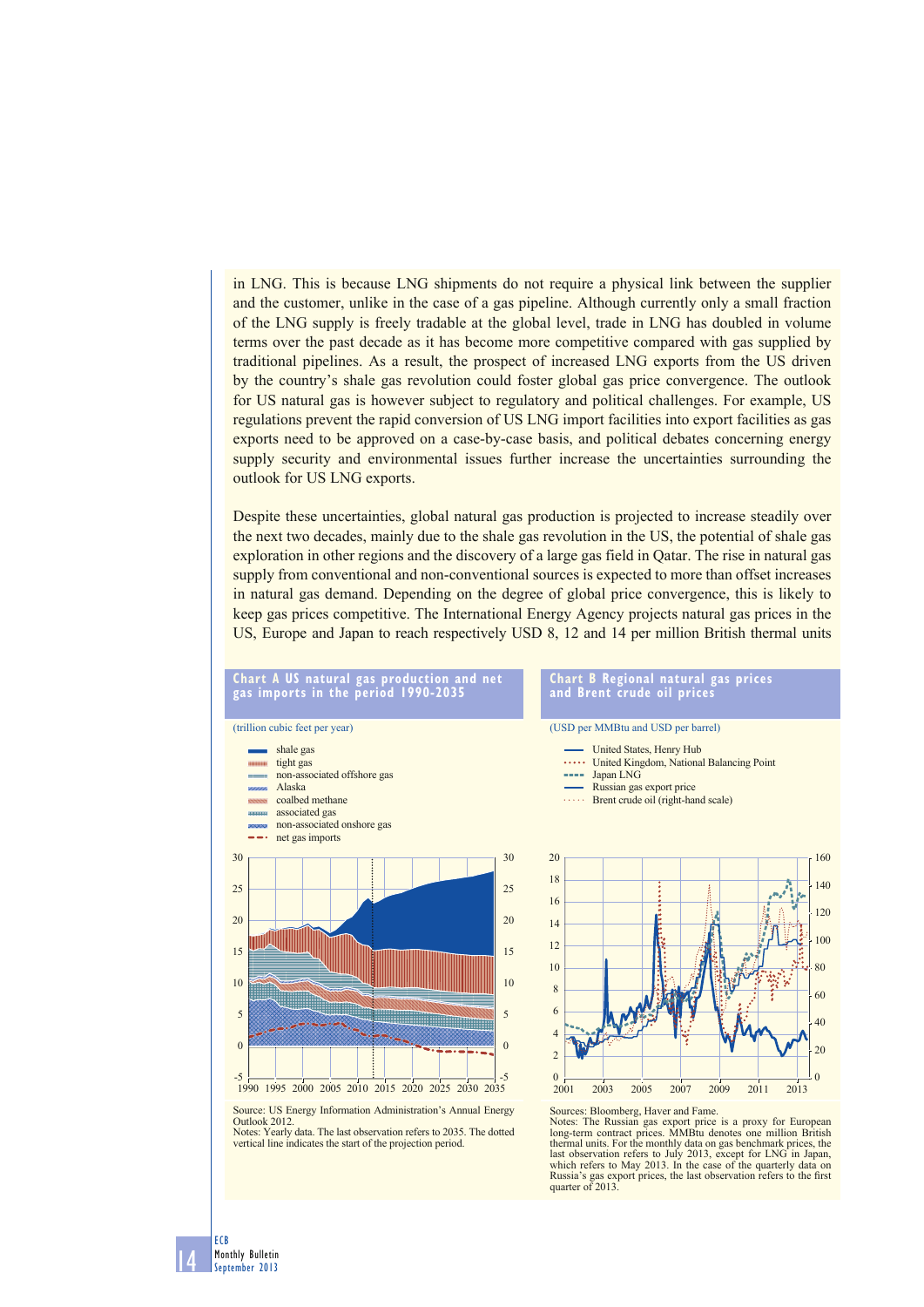in LNG. This is because LNG shipments do not require a physical link between the supplier and the customer, unlike in the case of a gas pipeline. Although currently only a small fraction of the LNG supply is freely tradable at the global level, trade in LNG has doubled in volume terms over the past decade as it has become more competitive compared with gas supplied by traditional pipelines. As a result, the prospect of increased LNG exports from the US driven by the country's shale gas revolution could foster global gas price convergence. The outlook for US natural gas is however subject to regulatory and political challenges. For example, US regulations prevent the rapid conversion of US LNG import facilities into export facilities as gas exports need to be approved on a case-by-case basis, and political debates concerning energy supply security and environmental issues further increase the uncertainties surrounding the outlook for US LNG exports.

Despite these uncertainties, global natural gas production is projected to increase steadily over the next two decades, mainly due to the shale gas revolution in the US, the potential of shale gas exploration in other regions and the discovery of a large gas field in Qatar. The rise in natural gas supply from conventional and non-conventional sources is expected to more than offset increases in natural gas demand. Depending on the degree of global price convergence, this is likely to keep gas prices competitive. The International Energy Agency projects natural gas prices in the US, Europe and Japan to reach respectively USD 8, 12 and 14 per million British thermal units

**Chart A US natural gas production and net gas imports in the period 1990-2035**

(trillion cubic feet per year)

- shale gas
- tight gas
- non-associated offshore gas
- Alaska
- coalbed methane
- associated gas
- non-associated onshore gas
- net gas imports

Source: US Energy Information Administration's Annual Energy Outlook 2012.
Notes: Yearly data. The last observation refers to 2035. The dotted vertical line indicates the start of the projection period.

**Chart B Regional natural gas prices and Brent crude oil prices**

(USD per MMBtu and USD per barrel)

- United States, Henry Hub
- United Kingdom, National Balancing Point
- Japan LNG
- Russian gas export price
- Brent crude oil (right-hand scale)

Sources: Bloomberg, Haver and Fame.
Notes: The Russian gas export price is a proxy for European long-term contract prices. MMBtu denotes one million British thermal units. For the monthly data on gas benchmark prices, the last observation refers to July 2013, except for LNG in Japan, which refers to May 2013. In the case of the quarterly data on Russia's gas export prices, the last observation refers to the first quarter of 2013.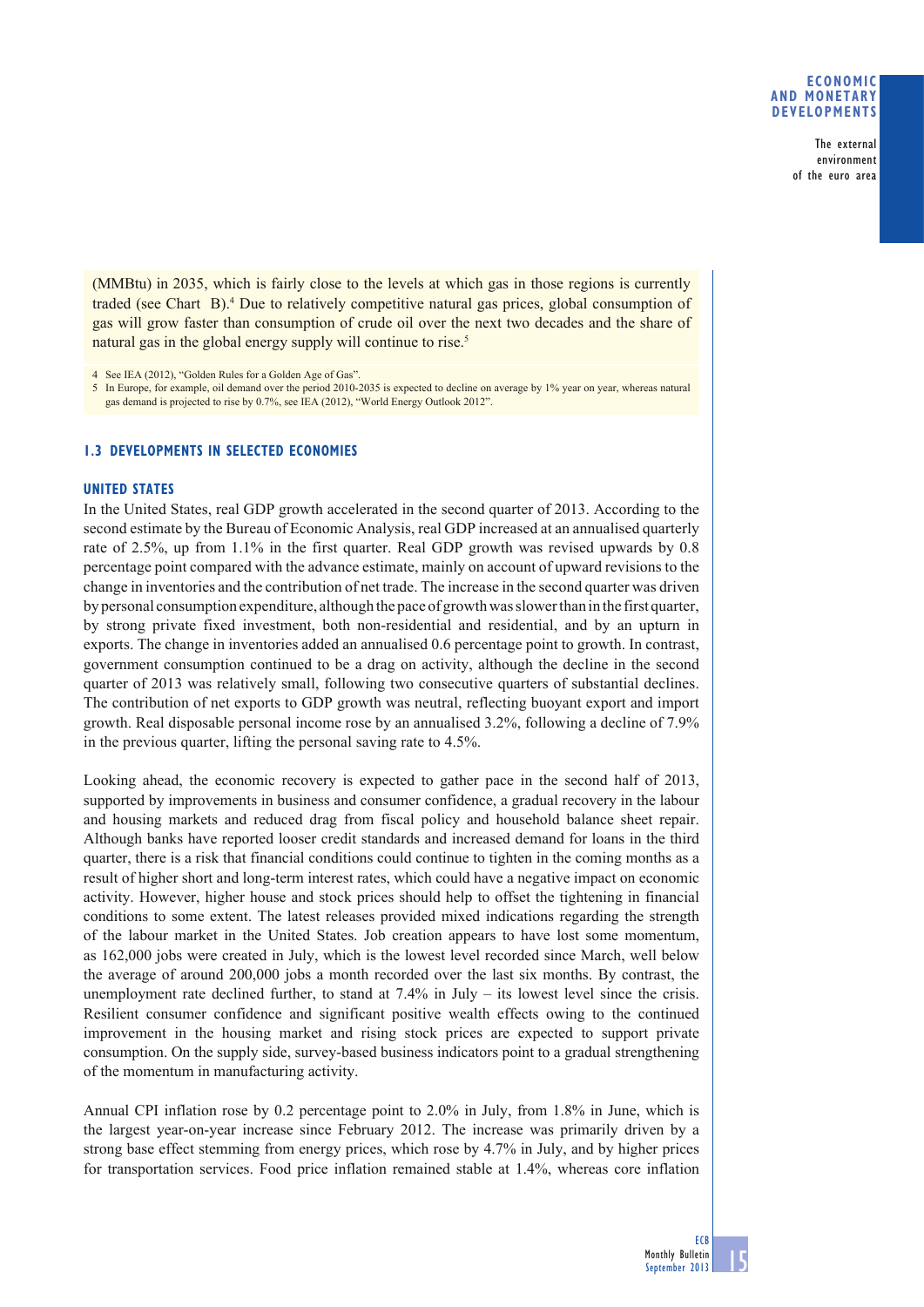(MMBtu) in 2035, which is fairly close to the levels at which gas in those regions is currently traded (see Chart B).[4] Due to relatively competitive natural gas prices, global consumption of gas will grow faster than consumption of crude oil over the next two decades and the share of natural gas in the global energy supply will continue to rise.[5]

4 See IEA (2012), "Golden Rules for a Golden Age of Gas".
5 In Europe, for example, oil demand over the period 2010-2035 is expected to decline on average by 1% year on year, whereas natural gas demand is projected to rise by 0.7%, see IEA (2012), "World Energy Outlook 2012".

### 1.3 DEVELOPMENTS IN SELECTED ECONOMIES

#### UNITED STATES

In the United States, real GDP growth accelerated in the second quarter of 2013. According to the second estimate by the Bureau of Economic Analysis, real GDP increased at an annualised quarterly rate of 2.5%, up from 1.1% in the first quarter. Real GDP growth was revised upwards by 0.8 percentage point compared with the advance estimate, mainly on account of upward revisions to the change in inventories and the contribution of net trade. The increase in the second quarter was driven by personal consumption expenditure, although the pace of growth was slower than in the first quarter, by strong private fixed investment, both non-residential and residential, and by an upturn in exports. The change in inventories added an annualised 0.6 percentage point to growth. In contrast, government consumption continued to be a drag on activity, although the decline in the second quarter of 2013 was relatively small, following two consecutive quarters of substantial declines. The contribution of net exports to GDP growth was neutral, reflecting buoyant export and import growth. Real disposable personal income rose by an annualised 3.2%, following a decline of 7.9% in the previous quarter, lifting the personal saving rate to 4.5%.

Looking ahead, the economic recovery is expected to gather pace in the second half of 2013, supported by improvements in business and consumer confidence, a gradual recovery in the labour and housing markets and reduced drag from fiscal policy and household balance sheet repair. Although banks have reported looser credit standards and increased demand for loans in the third quarter, there is a risk that financial conditions could continue to tighten in the coming months as a result of higher short and long-term interest rates, which could have a negative impact on economic activity. However, higher house and stock prices should help to offset the tightening in financial conditions to some extent. The latest releases provided mixed indications regarding the strength of the labour market in the United States. Job creation appears to have lost some momentum, as 162,000 jobs were created in July, which is the lowest level recorded since March, well below the average of around 200,000 jobs a month recorded over the last six months. By contrast, the unemployment rate declined further, to stand at 7.4% in July – its lowest level since the crisis. Resilient consumer confidence and significant positive wealth effects owing to the continued improvement in the housing market and rising stock prices are expected to support private consumption. On the supply side, survey-based business indicators point to a gradual strengthening of the momentum in manufacturing activity.

Annual CPI inflation rose by 0.2 percentage point to 2.0% in July, from 1.8% in June, which is the largest year-on-year increase since February 2012. The increase was primarily driven by a strong base effect stemming from energy prices, which rose by 4.7% in July, and by higher prices for transportation services. Food price inflation remained stable at 1.4%, whereas core inflation